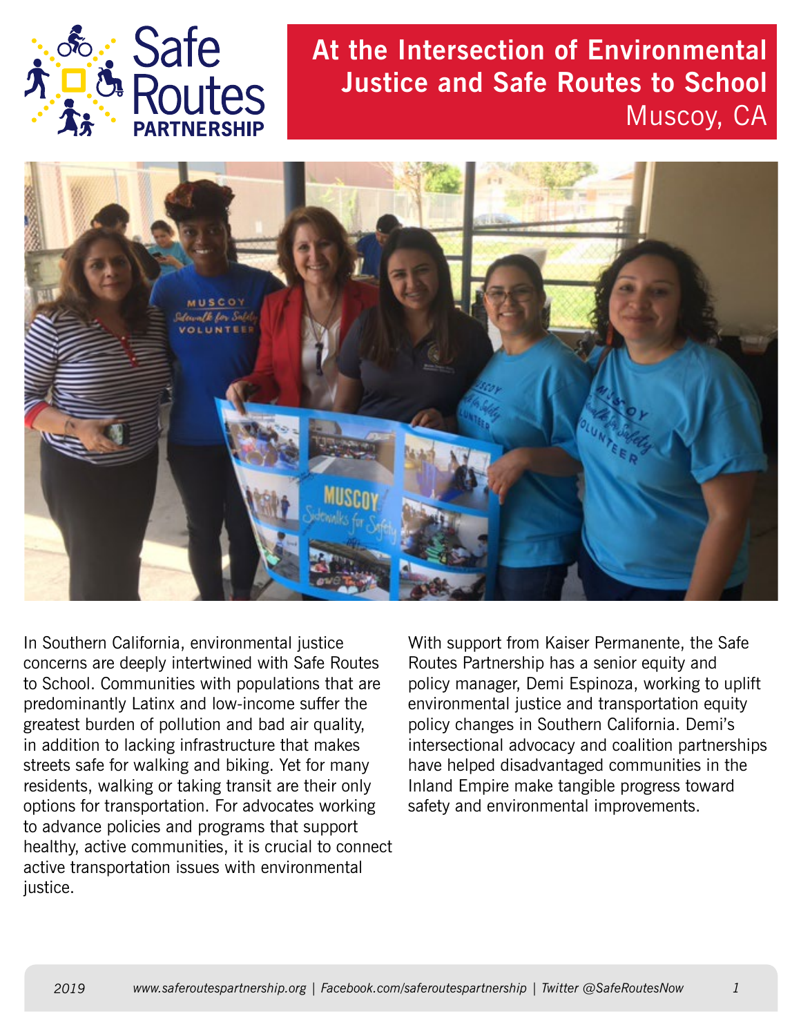# At the Intersection of Environmental Justice and Safe Routes to School

## Muscoy, CA

In Southern California, environmental justice concerns are deeply intertwined with Safe Routes to School. Communities with populations that are predominantly Latinx and low-income suffer the greatest burden of pollution and bad air quality, in addition to lacking infrastructure that makes streets safe for walking and biking. Yet for many residents, walking or taking transit are their only options for transportation. For advocates working to advance policies and programs that support healthy, active communities, it is crucial to connect active transportation issues with environmental justice.

With support from Kaiser Permanente, the Safe Routes Partnership has a senior equity and policy manager, Demi Espinoza, working to uplift environmental justice and transportation equity policy changes in Southern California. Demi's intersectional advocacy and coalition partnerships have helped disadvantaged communities in the Inland Empire make tangible progress toward safety and environmental improvements.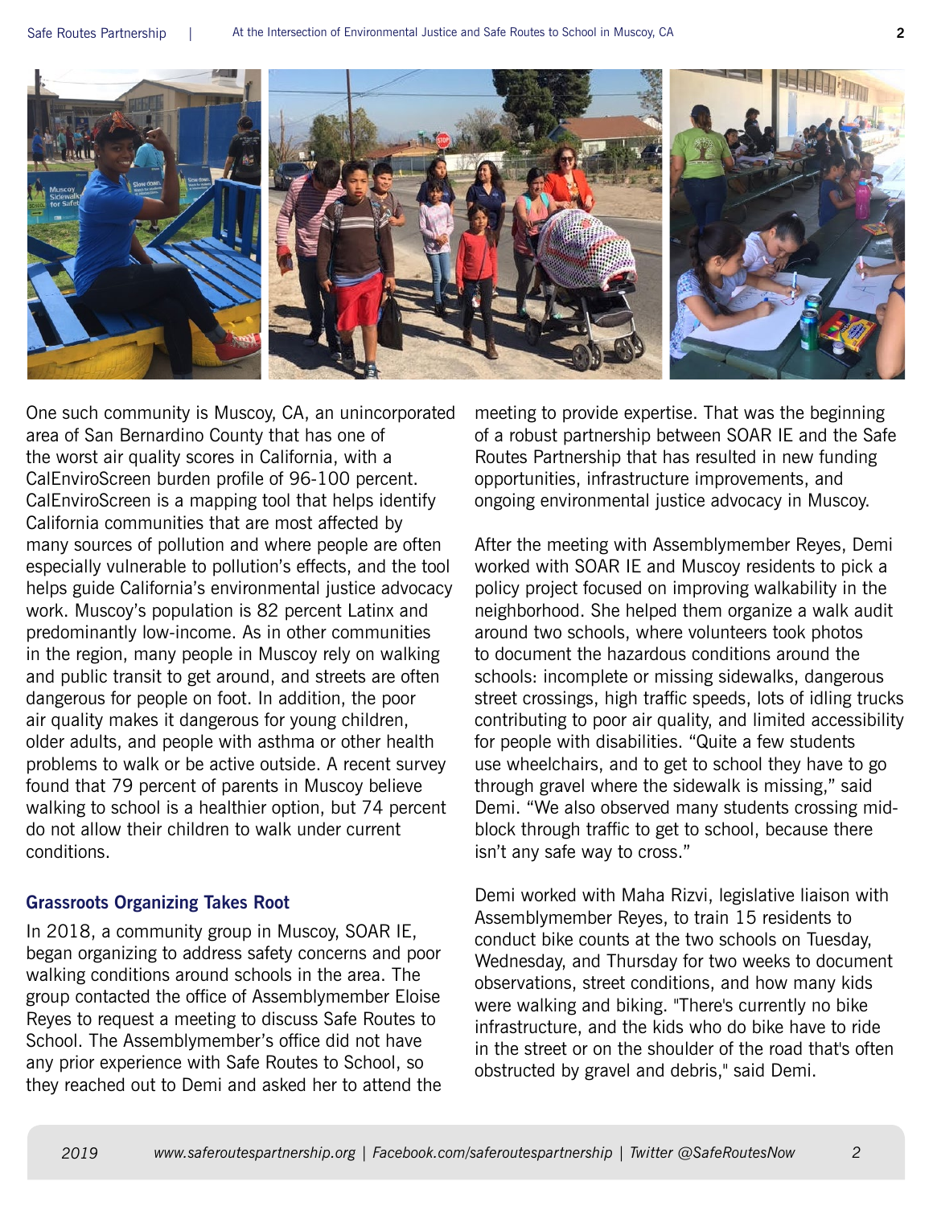One such community is Muscoy, CA, an unincorporated area of San Bernardino County that has one of the worst air quality scores in California, with a CalEnviroScreen burden profile of 96-100 percent. CalEnviroScreen is a mapping tool that helps identify California communities that are most affected by many sources of pollution and where people are often especially vulnerable to pollution's effects, and the tool helps guide California's environmental justice advocacy work. Muscoy's population is 82 percent Latinx and predominantly low-income. As in other communities in the region, many people in Muscoy rely on walking and public transit to get around, and streets are often dangerous for people on foot. In addition, the poor air quality makes it dangerous for young children, older adults, and people with asthma or other health problems to walk or be active outside. A recent survey found that 79 percent of parents in Muscoy believe walking to school is a healthier option, but 74 percent do not allow their children to walk under current conditions.

### Grassroots Organizing Takes Root

In 2018, a community group in Muscoy, SOAR IE, began organizing to address safety concerns and poor walking conditions around schools in the area. The group contacted the office of Assemblymember Eloise Reyes to request a meeting to discuss Safe Routes to School. The Assemblymember's office did not have any prior experience with Safe Routes to School, so they reached out to Demi and asked her to attend the meeting to provide expertise. That was the beginning of a robust partnership between SOAR IE and the Safe Routes Partnership that has resulted in new funding opportunities, infrastructure improvements, and ongoing environmental justice advocacy in Muscoy.

After the meeting with Assemblymember Reyes, Demi worked with SOAR IE and Muscoy residents to pick a policy project focused on improving walkability in the neighborhood. She helped them organize a walk audit around two schools, where volunteers took photos to document the hazardous conditions around the schools: incomplete or missing sidewalks, dangerous street crossings, high traffic speeds, lots of idling trucks contributing to poor air quality, and limited accessibility for people with disabilities. "Quite a few students use wheelchairs, and to get to school they have to go through gravel where the sidewalk is missing," said Demi. "We also observed many students crossing mid-block through traffic to get to school, because there isn't any safe way to cross."

Demi worked with Maha Rizvi, legislative liaison with Assemblymember Reyes, to train 15 residents to conduct bike counts at the two schools on Tuesday, Wednesday, and Thursday for two weeks to document observations, street conditions, and how many kids were walking and biking. "There's currently no bike infrastructure, and the kids who do bike have to ride in the street or on the shoulder of the road that's often obstructed by gravel and debris," said Demi.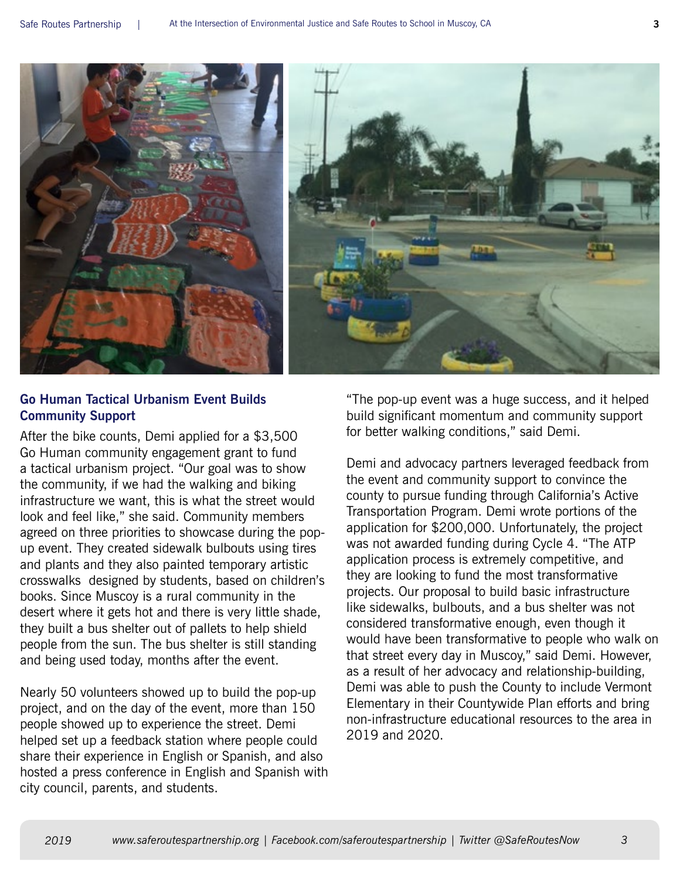## Go Human Tactical Urbanism Event Builds Community Support

After the bike counts, Demi applied for a $3,500 Go Human community engagement grant to fund a tactical urbanism project. "Our goal was to show the community, if we had the walking and biking infrastructure we want, this is what the street would look and feel like," she said. Community members agreed on three priorities to showcase during the pop-up event. They created sidewalk bulbouts using tires and plants and they also painted temporary artistic crosswalks designed by students, based on children's books. Since Muscoy is a rural community in the desert where it gets hot and there is very little shade, they built a bus shelter out of pallets to help shield people from the sun. The bus shelter is still standing and being used today, months after the event.

Nearly 50 volunteers showed up to build the pop-up project, and on the day of the event, more than 150 people showed up to experience the street. Demi helped set up a feedback station where people could share their experience in English or Spanish, and also hosted a press conference in English and Spanish with city council, parents, and students.

"The pop-up event was a huge success, and it helped build significant momentum and community support for better walking conditions," said Demi.

Demi and advocacy partners leveraged feedback from the event and community support to convince the county to pursue funding through California's Active Transportation Program. Demi wrote portions of the application for $200,000. Unfortunately, the project was not awarded funding during Cycle 4. "The ATP application process is extremely competitive, and they are looking to fund the most transformative projects. Our proposal to build basic infrastructure like sidewalks, bulbouts, and a bus shelter was not considered transformative enough, even though it would have been transformative to people who walk on that street every day in Muscoy," said Demi. However, as a result of her advocacy and relationship-building, Demi was able to push the County to include Vermont Elementary in their Countywide Plan efforts and bring non-infrastructure educational resources to the area in 2019 and 2020.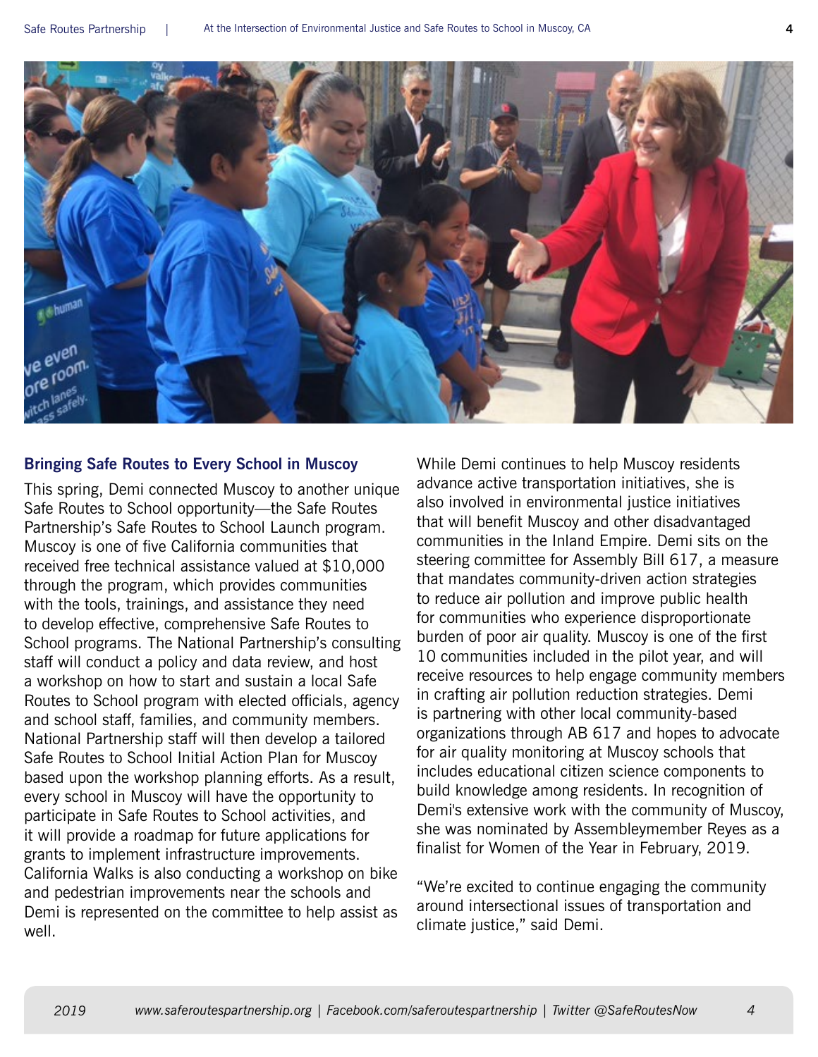## Bringing Safe Routes to Every School in Muscoy

This spring, Demi connected Muscoy to another unique Safe Routes to School opportunity—the Safe Routes Partnership's Safe Routes to School Launch program. Muscoy is one of five California communities that received free technical assistance valued at $10,000 through the program, which provides communities with the tools, trainings, and assistance they need to develop effective, comprehensive Safe Routes to School programs. The National Partnership's consulting staff will conduct a policy and data review, and host a workshop on how to start and sustain a local Safe Routes to School program with elected officials, agency and school staff, families, and community members. National Partnership staff will then develop a tailored Safe Routes to School Initial Action Plan for Muscoy based upon the workshop planning efforts. As a result, every school in Muscoy will have the opportunity to participate in Safe Routes to School activities, and it will provide a roadmap for future applications for grants to implement infrastructure improvements. California Walks is also conducting a workshop on bike and pedestrian improvements near the schools and Demi is represented on the committee to help assist as well.

While Demi continues to help Muscoy residents advance active transportation initiatives, she is also involved in environmental justice initiatives that will benefit Muscoy and other disadvantaged communities in the Inland Empire. Demi sits on the steering committee for Assembly Bill 617, a measure that mandates community-driven action strategies to reduce air pollution and improve public health for communities who experience disproportionate burden of poor air quality. Muscoy is one of the first 10 communities included in the pilot year, and will receive resources to help engage community members in crafting air pollution reduction strategies. Demi is partnering with other local community-based organizations through AB 617 and hopes to advocate for air quality monitoring at Muscoy schools that includes educational citizen science components to build knowledge among residents. In recognition of Demi's extensive work with the community of Muscoy, she was nominated by Assemblymember Reyes as a finalist for Women of the Year in February, 2019.

"We're excited to continue engaging the community around intersectional issues of transportation and climate justice," said Demi.